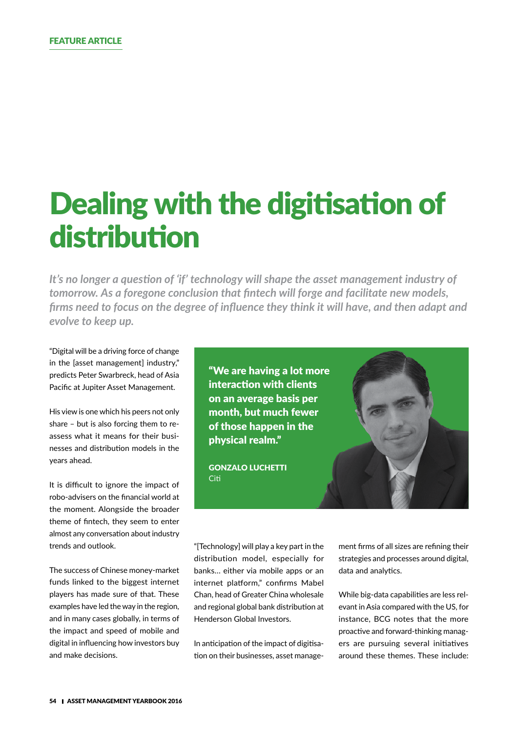FEATURE ARTICLE

# Dealing with the digitisation of distribution

*It's no longer a question of 'if' technology will shape the asset management industry of tomorrow. As a foregone conclusion that fintech will forge and facilitate new models, firms need to focus on the degree of influence they think it will have, and then adapt and evolve to keep up.*

"Digital will be a driving force of change in the [asset management] industry," predicts Peter Swarbreck, head of Asia Pacific at Jupiter Asset Management.

His view is one which his peers not only share – but is also forcing them to re-assess what it means for their businesses and distribution models in the years ahead.

It is difficult to ignore the impact of robo-advisers on the financial world at the moment. Alongside the broader theme of fintech, they seem to enter almost any conversation about industry trends and outlook.

The success of Chinese money-market funds linked to the biggest internet players has made sure of that. These examples have led the way in the region, and in many cases globally, in terms of the impact and speed of mobile and digital in influencing how investors buy and make decisions.

> **"We are having a lot more interaction with clients on an average basis per month, but much fewer of those happen in the physical realm."**
>
> **GONZALO LUCHETTI**
> Citi

"[Technology] will play a key part in the distribution model, especially for banks... either via mobile apps or an internet platform," confirms Mabel Chan, head of Greater China wholesale and regional global bank distribution at Henderson Global Investors.

In anticipation of the impact of digitisation on their businesses, asset management firms of all sizes are refining their strategies and processes around digital, data and analytics.

While big-data capabilities are less relevant in Asia compared with the US, for instance, BCG notes that the more proactive and forward-thinking managers are pursuing several initiatives around these themes. These include: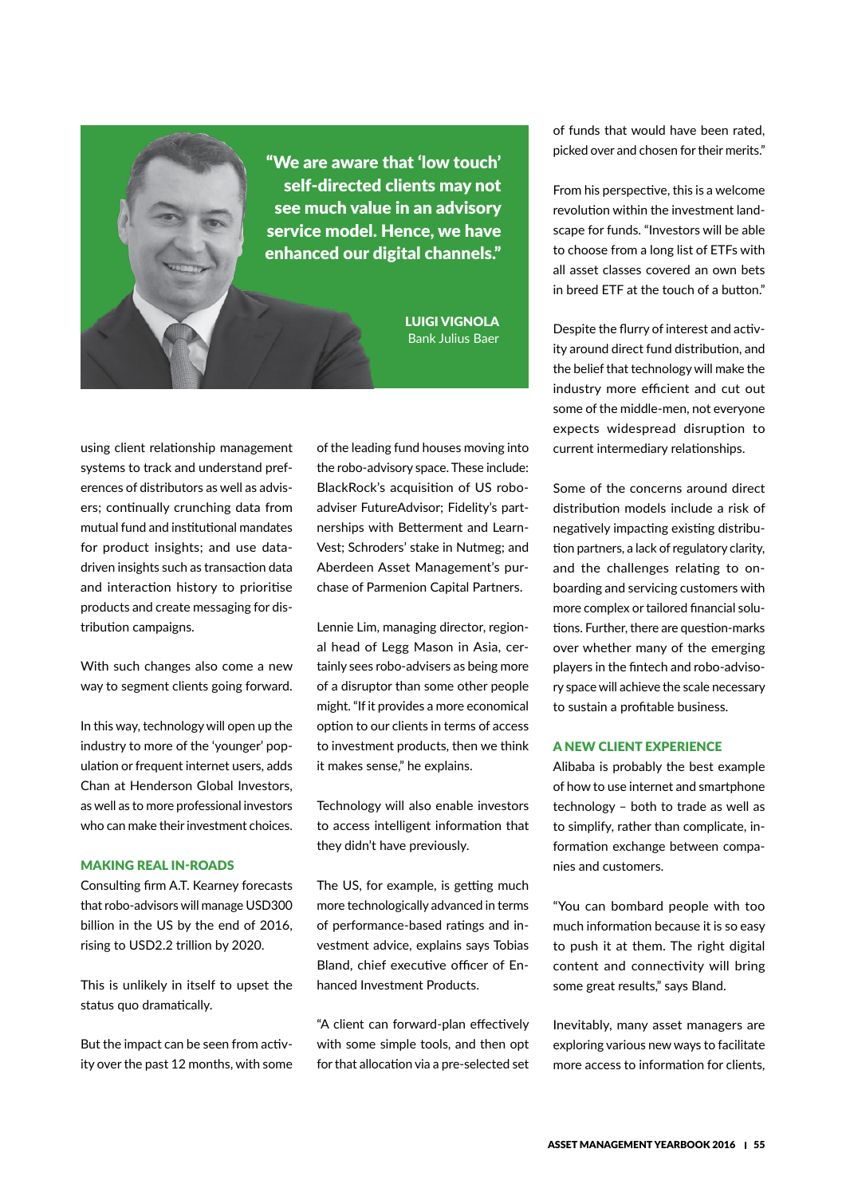> "We are aware that 'low touch' self-directed clients may not see much value in an advisory service model. Hence, we have enhanced our digital channels."
>
> **LUIGI VIGNOLA**
> Bank Julius Baer

using client relationship management systems to track and understand preferences of distributors as well as advisers; continually crunching data from mutual fund and institutional mandates for product insights; and use data-driven insights such as transaction data and interaction history to prioritise products and create messaging for distribution campaigns.

With such changes also come a new way to segment clients going forward.

In this way, technology will open up the industry to more of the 'younger' population or frequent internet users, adds Chan at Henderson Global Investors, as well as to more professional investors who can make their investment choices.

## MAKING REAL IN-ROADS

Consulting firm A.T. Kearney forecasts that robo-advisors will manage USD300 billion in the US by the end of 2016, rising to USD2.2 trillion by 2020.

This is unlikely in itself to upset the status quo dramatically.

But the impact can be seen from activity over the past 12 months, with some of the leading fund houses moving into the robo-advisory space. These include: BlackRock's acquisition of US robo-adviser FutureAdvisor; Fidelity's partnerships with Betterment and LearnVest; Schroders' stake in Nutmeg; and Aberdeen Asset Management's purchase of Parmenion Capital Partners.

Lennie Lim, managing director, regional head of Legg Mason in Asia, certainly sees robo-advisers as being more of a disruptor than some other people might. "If it provides a more economical option to our clients in terms of access to investment products, then we think it makes sense," he explains.

Technology will also enable investors to access intelligent information that they didn't have previously.

The US, for example, is getting much more technologically advanced in terms of performance-based ratings and investment advice, explains says Tobias Bland, chief executive officer of Enhanced Investment Products.

"A client can forward-plan effectively with some simple tools, and then opt for that allocation via a pre-selected set of funds that would have been rated, picked over and chosen for their merits."

From his perspective, this is a welcome revolution within the investment landscape for funds. "Investors will be able to choose from a long list of ETFs with all asset classes covered an own bets in breed ETF at the touch of a button."

Despite the flurry of interest and activity around direct fund distribution, and the belief that technology will make the industry more efficient and cut out some of the middle-men, not everyone expects widespread disruption to current intermediary relationships.

Some of the concerns around direct distribution models include a risk of negatively impacting existing distribution partners, a lack of regulatory clarity, and the challenges relating to on-boarding and servicing customers with more complex or tailored financial solutions. Further, there are question-marks over whether many of the emerging players in the fintech and robo-advisory space will achieve the scale necessary to sustain a profitable business.

## A NEW CLIENT EXPERIENCE

Alibaba is probably the best example of how to use internet and smartphone technology – both to trade as well as to simplify, rather than complicate, information exchange between companies and customers.

"You can bombard people with too much information because it is so easy to push it at them. The right digital content and connectivity will bring some great results," says Bland.

Inevitably, many asset managers are exploring various new ways to facilitate more access to information for clients,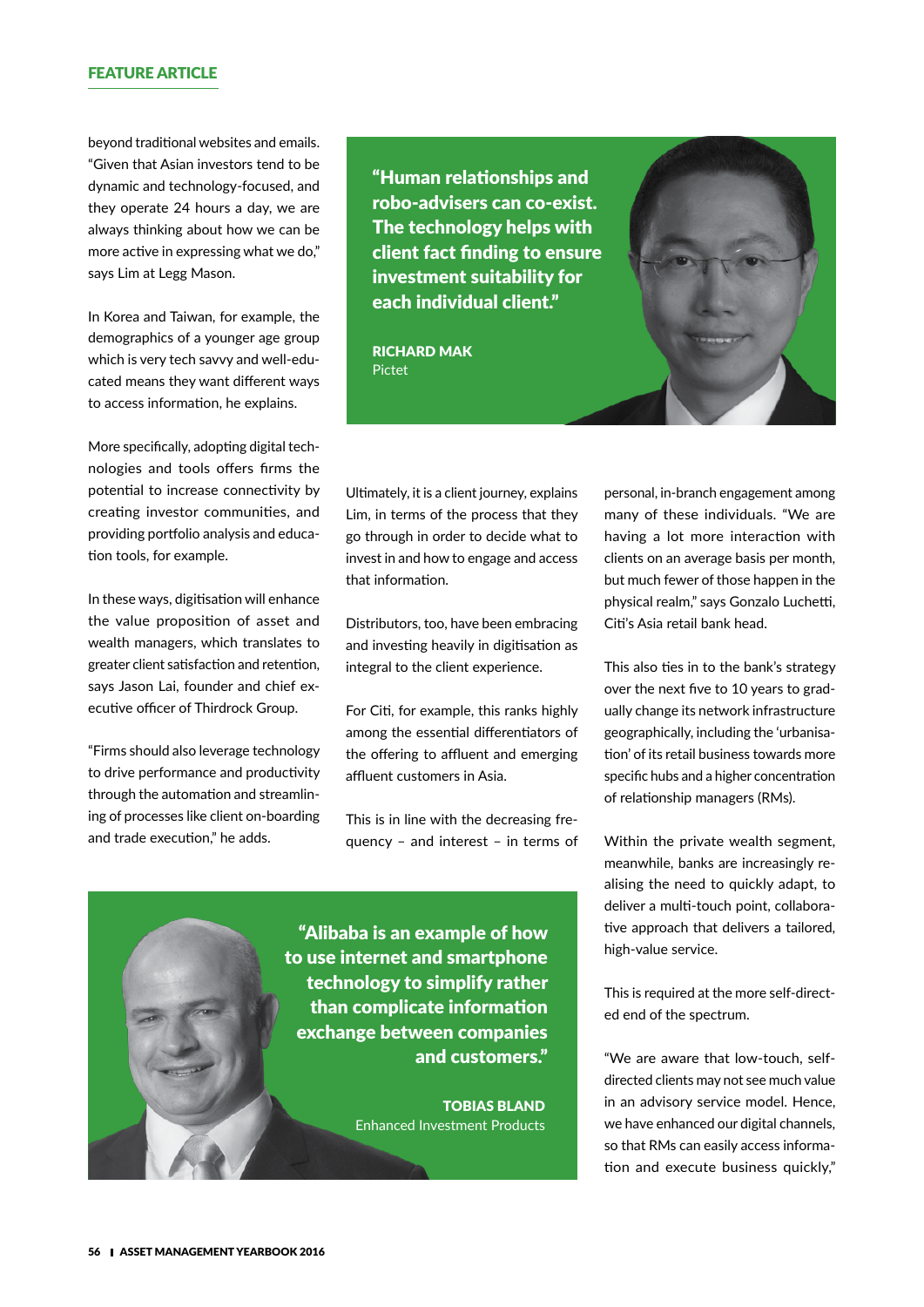beyond traditional websites and emails. "Given that Asian investors tend to be dynamic and technology-focused, and they operate 24 hours a day, we are always thinking about how we can be more active in expressing what we do," says Lim at Legg Mason.

In Korea and Taiwan, for example, the demographics of a younger age group which is very tech savvy and well-educated means they want different ways to access information, he explains.

More specifically, adopting digital technologies and tools offers firms the potential to increase connectivity by creating investor communities, and providing portfolio analysis and education tools, for example.

In these ways, digitisation will enhance the value proposition of asset and wealth managers, which translates to greater client satisfaction and retention, says Jason Lai, founder and chief executive officer of Thirdrock Group.

"Firms should also leverage technology to drive performance and productivity through the automation and streamlining of processes like client on-boarding and trade execution," he adds.

> **"Human relationships and robo-advisers can co-exist. The technology helps with client fact finding to ensure investment suitability for each individual client."**
>
> **RICHARD MAK**
> Pictet

Ultimately, it is a client journey, explains Lim, in terms of the process that they go through in order to decide what to invest in and how to engage and access that information.

Distributors, too, have been embracing and investing heavily in digitisation as integral to the client experience.

For Citi, for example, this ranks highly among the essential differentiators of the offering to affluent and emerging affluent customers in Asia.

This is in line with the decreasing frequency – and interest – in terms of personal, in-branch engagement among many of these individuals. "We are having a lot more interaction with clients on an average basis per month, but much fewer of those happen in the physical realm," says Gonzalo Luchetti, Citi's Asia retail bank head.

This also ties in to the bank's strategy over the next five to 10 years to gradually change its network infrastructure geographically, including the 'urbanisation' of its retail business towards more specific hubs and a higher concentration of relationship managers (RMs).

Within the private wealth segment, meanwhile, banks are increasingly realising the need to quickly adapt, to deliver a multi-touch point, collaborative approach that delivers a tailored, high-value service.

This is required at the more self-directed end of the spectrum.

"We are aware that low-touch, self-directed clients may not see much value in an advisory service model. Hence, we have enhanced our digital channels, so that RMs can easily access information and execute business quickly,"

> **"Alibaba is an example of how to use internet and smartphone technology to simplify rather than complicate information exchange between companies and customers."**
>
> **TOBIAS BLAND**
> Enhanced Investment Products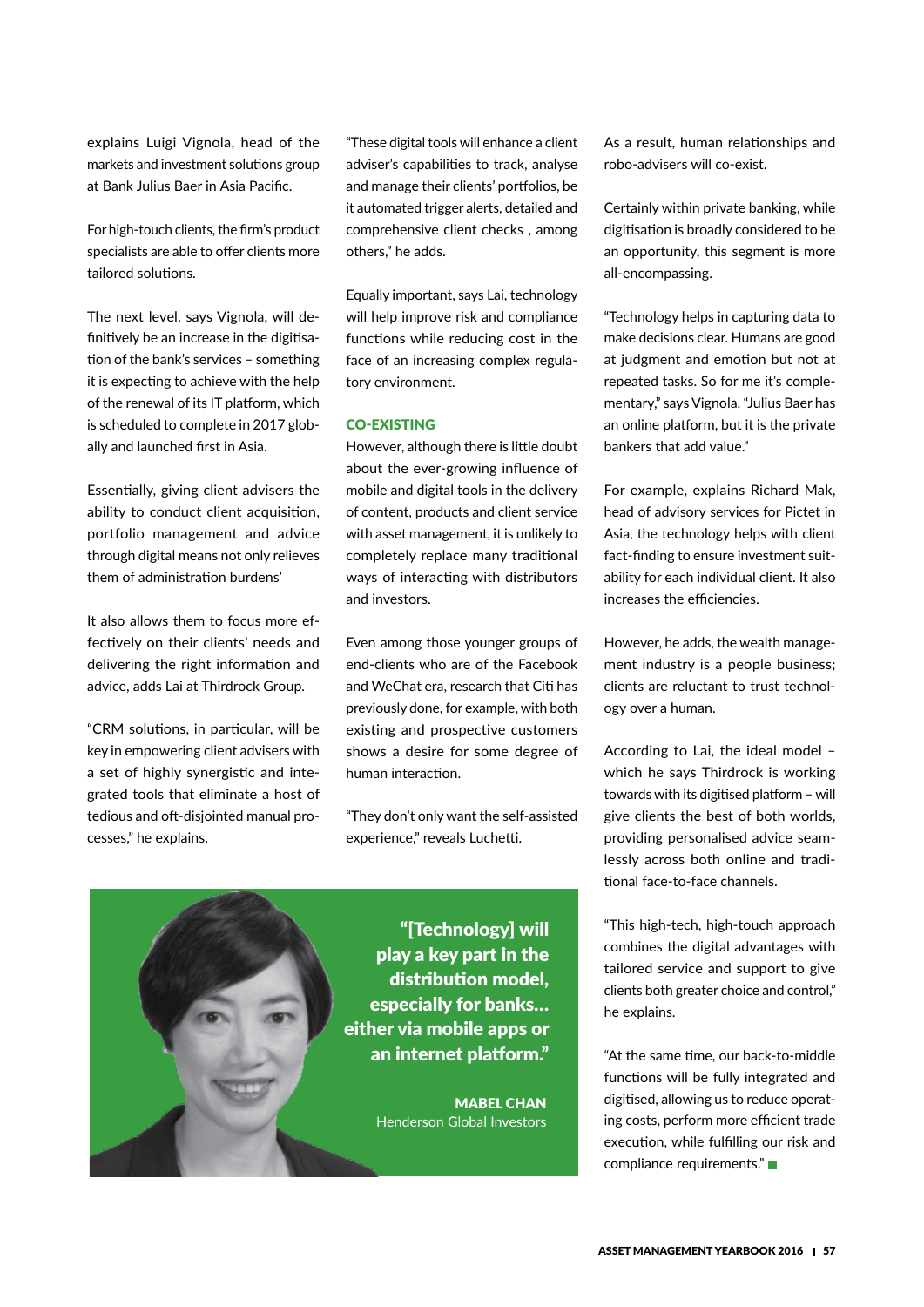explains Luigi Vignola, head of the markets and investment solutions group at Bank Julius Baer in Asia Pacific.

For high-touch clients, the firm's product specialists are able to offer clients more tailored solutions.

The next level, says Vignola, will definitively be an increase in the digitisation of the bank's services – something it is expecting to achieve with the help of the renewal of its IT platform, which is scheduled to complete in 2017 globally and launched first in Asia.

Essentially, giving client advisers the ability to conduct client acquisition, portfolio management and advice through digital means not only relieves them of administration burdens'

It also allows them to focus more effectively on their clients' needs and delivering the right information and advice, adds Lai at Thirdrock Group.

"CRM solutions, in particular, will be key in empowering client advisers with a set of highly synergistic and integrated tools that eliminate a host of tedious and oft-disjointed manual processes," he explains.

"These digital tools will enhance a client adviser's capabilities to track, analyse and manage their clients' portfolios, be it automated trigger alerts, detailed and comprehensive client checks , among others," he adds.

Equally important, says Lai, technology will help improve risk and compliance functions while reducing cost in the face of an increasing complex regulatory environment.

### CO-EXISTING

However, although there is little doubt about the ever-growing influence of mobile and digital tools in the delivery of content, products and client service with asset management, it is unlikely to completely replace many traditional ways of interacting with distributors and investors.

Even among those younger groups of end-clients who are of the Facebook and WeChat era, research that Citi has previously done, for example, with both existing and prospective customers shows a desire for some degree of human interaction.

"They don't only want the self-assisted experience," reveals Luchetti.

**"[Technology] will play a key part in the distribution model, especially for banks... either via mobile apps or an internet platform."**

**MABEL CHAN**
Henderson Global Investors

As a result, human relationships and robo-advisers will co-exist.

Certainly within private banking, while digitisation is broadly considered to be an opportunity, this segment is more all-encompassing.

"Technology helps in capturing data to make decisions clear. Humans are good at judgment and emotion but not at repeated tasks. So for me it's complementary," says Vignola. "Julius Baer has an online platform, but it is the private bankers that add value."

For example, explains Richard Mak, head of advisory services for Pictet in Asia, the technology helps with client fact-finding to ensure investment suitability for each individual client. It also increases the efficiencies.

However, he adds, the wealth management industry is a people business; clients are reluctant to trust technology over a human.

According to Lai, the ideal model – which he says Thirdrock is working towards with its digitised platform – will give clients the best of both worlds, providing personalised advice seamlessly across both online and traditional face-to-face channels.

"This high-tech, high-touch approach combines the digital advantages with tailored service and support to give clients both greater choice and control," he explains.

"At the same time, our back-to-middle functions will be fully integrated and digitised, allowing us to reduce operating costs, perform more efficient trade execution, while fulfilling our risk and compliance requirements."